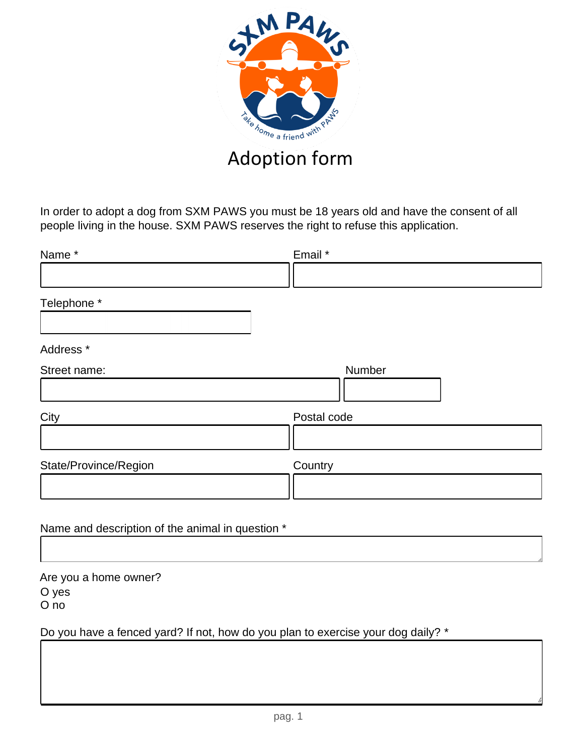# Adoption form

In order to adopt a dog from SXM PAWS you must be 18 years old and have the consent of all people living in the house. SXM PAWS reserves the right to refuse this application.

Name *

Email *

Telephone *

Address *

Street name:

Number

City

Postal code

State/Province/Region

Country

Name and description of the animal in question *

Are you a home owner?
O yes
O no

Do you have a fenced yard? If not, how do you plan to exercise your dog daily? *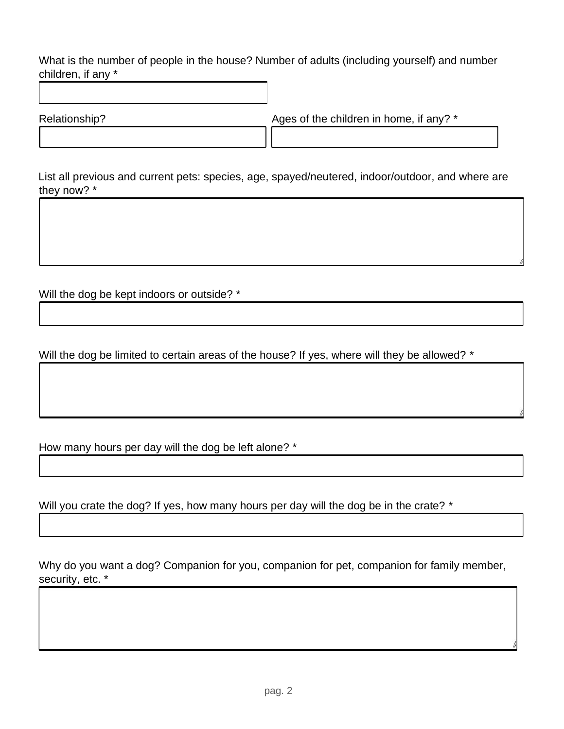What is the number of people in the house? Number of adults (including yourself) and number children, if any *

Relationship?

Ages of the children in home, if any? *

List all previous and current pets: species, age, spayed/neutered, indoor/outdoor, and where are they now? *

Will the dog be kept indoors or outside? *

Will the dog be limited to certain areas of the house? If yes, where will they be allowed? *

How many hours per day will the dog be left alone? *

Will you crate the dog? If yes, how many hours per day will the dog be in the crate? *

Why do you want a dog? Companion for you, companion for pet, companion for family member, security, etc. *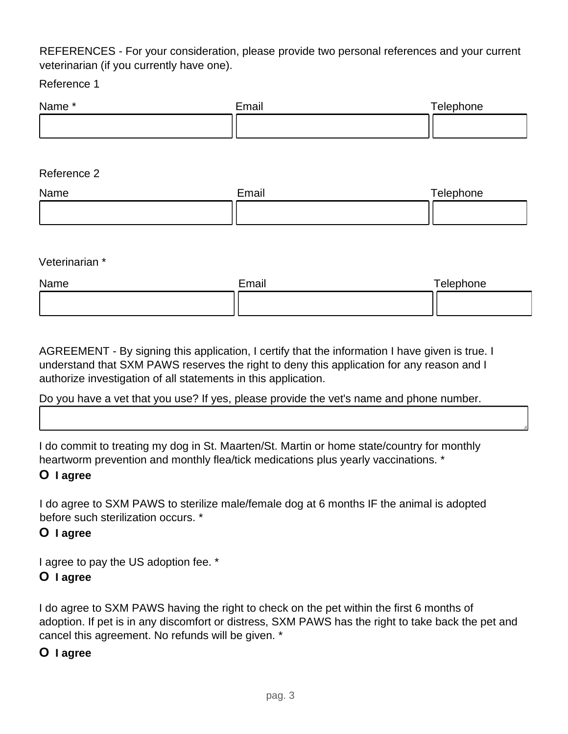REFERENCES - For your consideration, please provide two personal references and your current veterinarian (if you currently have one).

Reference 1

| Name * | Email | Telephone |
| --- | --- | --- |
| | | |

Reference 2

| Name | Email | Telephone |
| --- | --- | --- |
| | | |

Veterinarian *

| Name | Email | Telephone |
| --- | --- | --- |
| | | |

AGREEMENT - By signing this application, I certify that the information I have given is true. I understand that SXM PAWS reserves the right to deny this application for any reason and I authorize investigation of all statements in this application.

Do you have a vet that you use? If yes, please provide the vet's name and phone number.

I do commit to treating my dog in St. Maarten/St. Martin or home state/country for monthly heartworm prevention and monthly flea/tick medications plus yearly vaccinations. *

**O I agree**

I do agree to SXM PAWS to sterilize male/female dog at 6 months IF the animal is adopted before such sterilization occurs. *

**O I agree**

I agree to pay the US adoption fee. *

**O I agree**

I do agree to SXM PAWS having the right to check on the pet within the first 6 months of adoption. If pet is in any discomfort or distress, SXM PAWS has the right to take back the pet and cancel this agreement. No refunds will be given. *

**O I agree**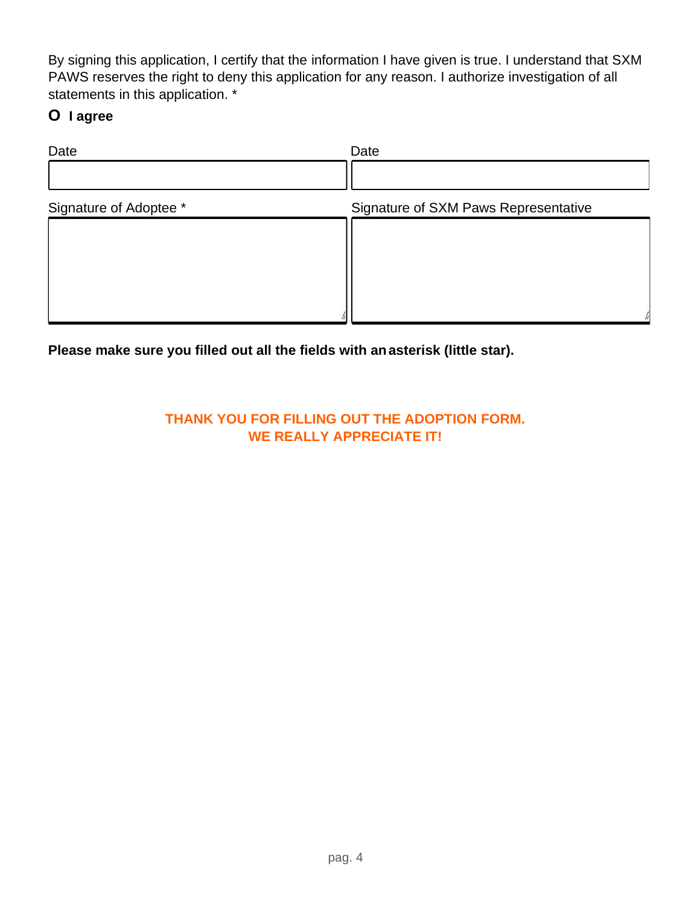By signing this application, I certify that the information I have given is true. I understand that SXM PAWS reserves the right to deny this application for any reason. I authorize investigation of all statements in this application. *

**O I agree**

| Date | Date |
| --- | --- |
| | |

| Signature of Adoptee * | Signature of SXM Paws Representative |
| --- | --- |
| | |

**Please make sure you filled out all the fields with an asterisk (little star).**

**THANK YOU FOR FILLING OUT THE ADOPTION FORM.**
**WE REALLY APPRECIATE IT!**